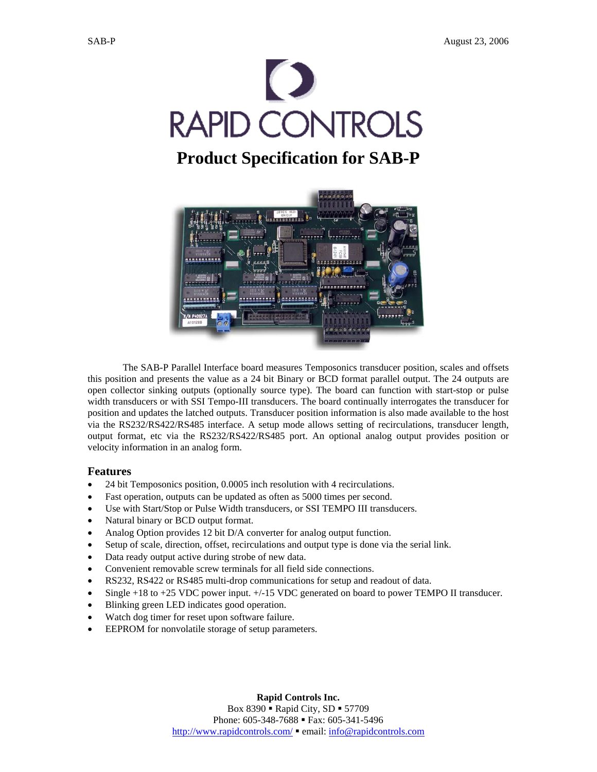RAPID CONTROLS

# Product Specification for SAB-P

The SAB-P Parallel Interface board measures Temposonics transducer position, scales and offsets this position and presents the value as a 24 bit Binary or BCD format parallel output. The 24 outputs are open collector sinking outputs (optionally source type). The board can function with start-stop or pulse width transducers or with SSI Tempo-III transducers. The board continually interrogates the transducer for position and updates the latched outputs. Transducer position information is also made available to the host via the RS232/RS422/RS485 interface. A setup mode allows setting of recirculations, transducer length, output format, etc via the RS232/RS422/RS485 port. An optional analog output provides position or velocity information in an analog form.

## Features

- 24 bit Temposonics position, 0.0005 inch resolution with 4 recirculations.
- Fast operation, outputs can be updated as often as 5000 times per second.
- Use with Start/Stop or Pulse Width transducers, or SSI TEMPO III transducers.
- Natural binary or BCD output format.
- Analog Option provides 12 bit D/A converter for analog output function.
- Setup of scale, direction, offset, recirculations and output type is done via the serial link.
- Data ready output active during strobe of new data.
- Convenient removable screw terminals for all field side connections.
- RS232, RS422 or RS485 multi-drop communications for setup and readout of data.
- Single +18 to +25 VDC power input. +/-15 VDC generated on board to power TEMPO II transducer.
- Blinking green LED indicates good operation.
- Watch dog timer for reset upon software failure.
- EEPROM for nonvolatile storage of setup parameters.

**Rapid Controls Inc.**
Box 8390 ▪ Rapid City, SD ▪ 57709
Phone: 605-348-7688 ▪ Fax: 605-341-5496
http://www.rapidcontrols.com/ ▪ email: info@rapidcontrols.com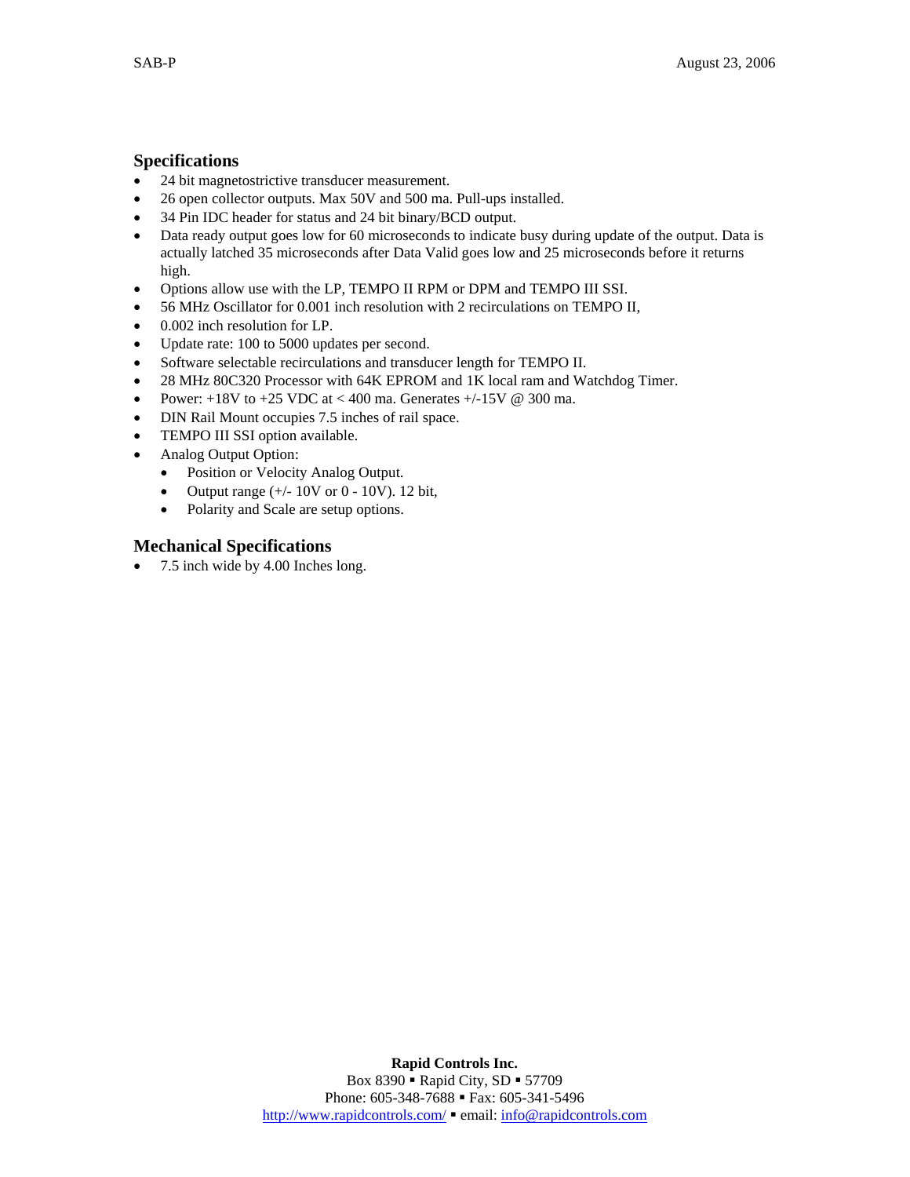## Specifications

- 24 bit magnetostrictive transducer measurement.
- 26 open collector outputs. Max 50V and 500 ma. Pull-ups installed.
- 34 Pin IDC header for status and 24 bit binary/BCD output.
- Data ready output goes low for 60 microseconds to indicate busy during update of the output. Data is actually latched 35 microseconds after Data Valid goes low and 25 microseconds before it returns high.
- Options allow use with the LP, TEMPO II RPM or DPM and TEMPO III SSI.
- 56 MHz Oscillator for 0.001 inch resolution with 2 recirculations on TEMPO II,
- 0.002 inch resolution for LP.
- Update rate: 100 to 5000 updates per second.
- Software selectable recirculations and transducer length for TEMPO II.
- 28 MHz 80C320 Processor with 64K EPROM and 1K local ram and Watchdog Timer.
- Power: +18V to +25 VDC at < 400 ma. Generates +/-15V @ 300 ma.
- DIN Rail Mount occupies 7.5 inches of rail space.
- TEMPO III SSI option available.
- Analog Output Option:
    - Position or Velocity Analog Output.
    - Output range (+/- 10V or 0 - 10V). 12 bit,
    - Polarity and Scale are setup options.

## Mechanical Specifications

- 7.5 inch wide by 4.00 Inches long.

**Rapid Controls Inc.**
Box 8390 ▪ Rapid City, SD ▪ 57709
Phone: 605-348-7688 ▪ Fax: 605-341-5496
http://www.rapidcontrols.com/ ▪ email: info@rapidcontrols.com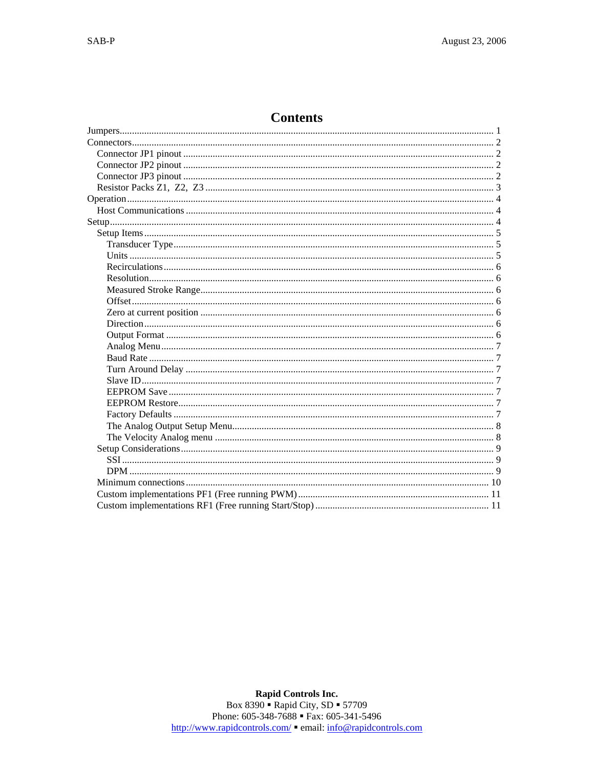# Contents

- Jumpers ........ 1
- Connectors ........ 2
  - Connector JP1 pinout ........ 2
  - Connector JP2 pinout ........ 2
  - Connector JP3 pinout ........ 2
  - Resistor Packs Z1, Z2, Z3 ........ 3
- Operation ........ 4
  - Host Communications ........ 4
- Setup ........ 4
  - Setup Items ........ 5
    - Transducer Type ........ 5
    - Units ........ 5
    - Recirculations ........ 6
    - Resolution ........ 6
    - Measured Stroke Range ........ 6
    - Offset ........ 6
    - Zero at current position ........ 6
    - Direction ........ 6
    - Output Format ........ 6
    - Analog Menu ........ 7
    - Baud Rate ........ 7
    - Turn Around Delay ........ 7
    - Slave ID ........ 7
    - EEPROM Save ........ 7
    - EEPROM Restore ........ 7
    - Factory Defaults ........ 7
    - The Analog Output Setup Menu ........ 8
    - The Velocity Analog menu ........ 8
  - Setup Considerations ........ 9
    - SSI ........ 9
    - DPM ........ 9
  - Minimum connections ........ 10
  - Custom implementations PF1 (Free running PWM) ........ 11
  - Custom implementations RF1 (Free running Start/Stop) ........ 11

**Rapid Controls Inc.**
Box 8390 ▪ Rapid City, SD ▪ 57709
Phone: 605-348-7688 ▪ Fax: 605-341-5496
http://www.rapidcontrols.com/ ▪ email: info@rapidcontrols.com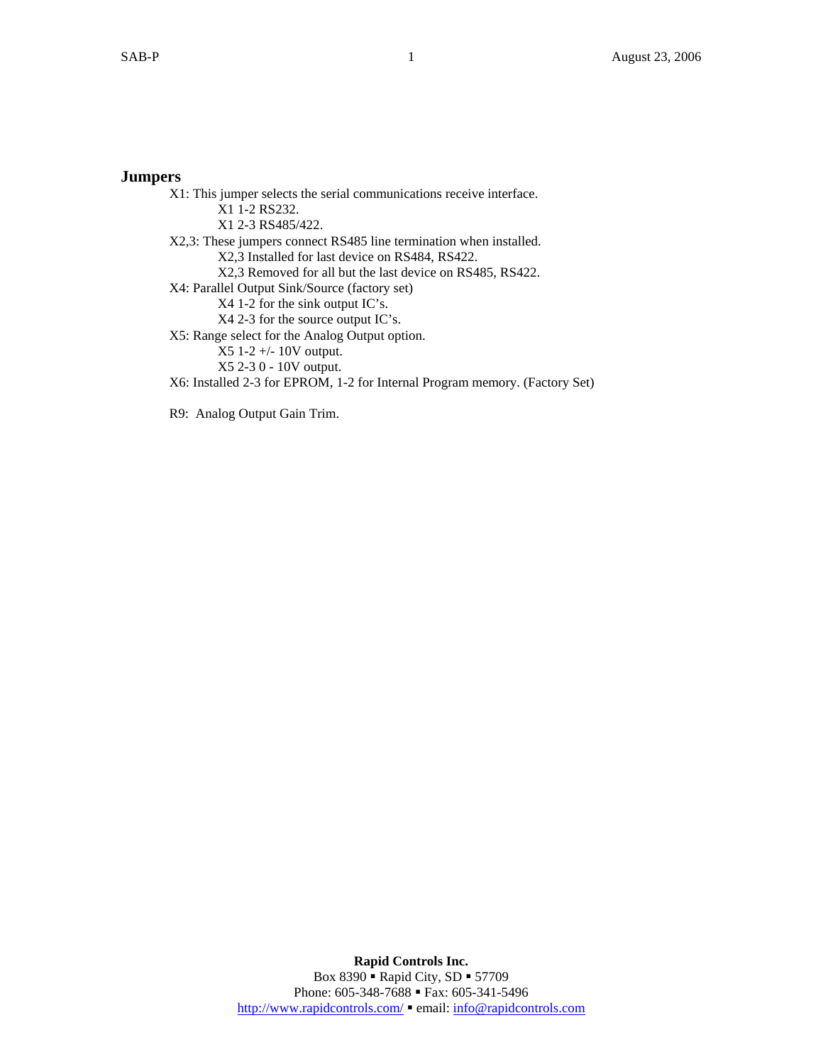## Jumpers

X1: This jumper selects the serial communications receive interface.

- X1 1-2 RS232.
- X1 2-3 RS485/422.

X2,3: These jumpers connect RS485 line termination when installed.

- X2,3 Installed for last device on RS484, RS422.
- X2,3 Removed for all but the last device on RS485, RS422.

X4: Parallel Output Sink/Source (factory set)

- X4 1-2 for the sink output IC's.
- X4 2-3 for the source output IC's.

X5: Range select for the Analog Output option.

- X5 1-2 +/- 10V output.
- X5 2-3 0 - 10V output.

X6: Installed 2-3 for EPROM, 1-2 for Internal Program memory. (Factory Set)

R9: Analog Output Gain Trim.

**Rapid Controls Inc.**
Box 8390 ▪ Rapid City, SD ▪ 57709
Phone: 605-348-7688 ▪ Fax: 605-341-5496
http://www.rapidcontrols.com/ ▪ email: info@rapidcontrols.com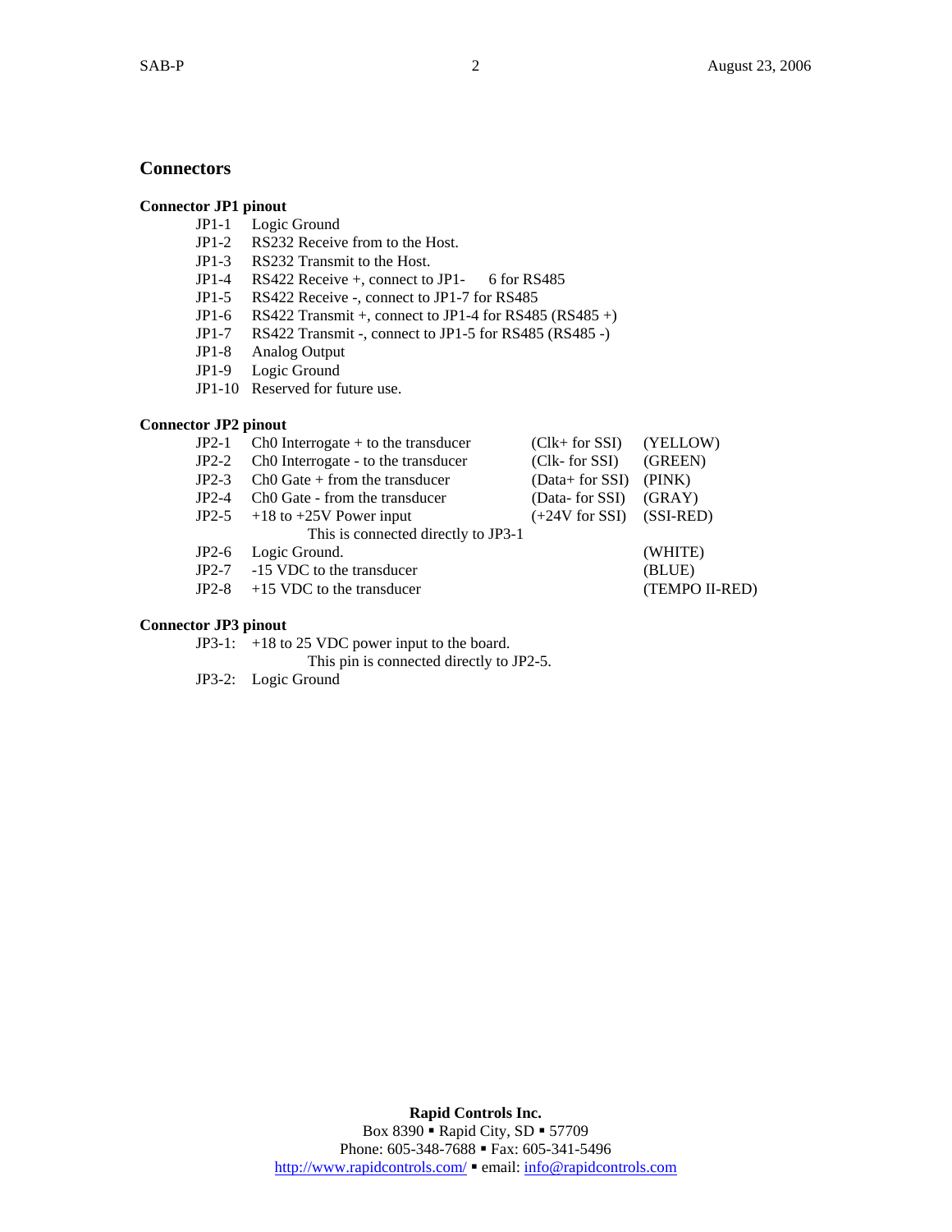## Connectors

**Connector JP1 pinout**

JP1-1 Logic Ground
JP1-2 RS232 Receive from to the Host.
JP1-3 RS232 Transmit to the Host.
JP1-4 RS422 Receive +, connect to JP1- 6 for RS485
JP1-5 RS422 Receive -, connect to JP1-7 for RS485
JP1-6 RS422 Transmit +, connect to JP1-4 for RS485 (RS485 +)
JP1-7 RS422 Transmit -, connect to JP1-5 for RS485 (RS485 -)
JP1-8 Analog Output
JP1-9 Logic Ground
JP1-10 Reserved for future use.

**Connector JP2 pinout**

| | | | |
|---|---|---|---|
| JP2-1 | Ch0 Interrogate + to the transducer | (Clk+ for SSI) | (YELLOW) |
| JP2-2 | Ch0 Interrogate - to the transducer | (Clk- for SSI) | (GREEN) |
| JP2-3 | Ch0 Gate + from the transducer | (Data+ for SSI) | (PINK) |
| JP2-4 | Ch0 Gate - from the transducer | (Data- for SSI) | (GRAY) |
| JP2-5 | +18 to +25V Power input<br>This is connected directly to JP3-1 | (+24V for SSI) | (SSI-RED) |
| JP2-6 | Logic Ground. | | (WHITE) |
| JP2-7 | -15 VDC to the transducer | | (BLUE) |
| JP2-8 | +15 VDC to the transducer | | (TEMPO II-RED) |

**Connector JP3 pinout**

JP3-1: +18 to 25 VDC power input to the board.
This pin is connected directly to JP2-5.
JP3-2: Logic Ground

**Rapid Controls Inc.**
Box 8390 ▪ Rapid City, SD ▪ 57709
Phone: 605-348-7688 ▪ Fax: 605-341-5496
http://www.rapidcontrols.com/ ▪ email: info@rapidcontrols.com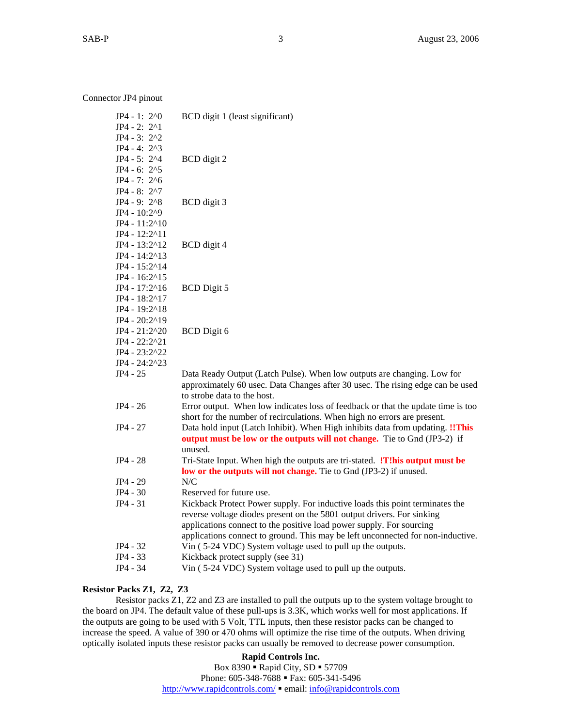Connector JP4 pinout

| | |
|---|---|
| JP4 - 1: $2^0$ | BCD digit 1 (least significant) |
| JP4 - 2: $2^1$ | |
| JP4 - 3: $2^2$ | |
| JP4 - 4: $2^3$ | |
| JP4 - 5: $2^4$ | BCD digit 2 |
| JP4 - 6: $2^5$ | |
| JP4 - 7: $2^6$ | |
| JP4 - 8: $2^7$ | |
| JP4 - 9: $2^8$ | BCD digit 3 |
| JP4 - 10: $2^9$ | |
| JP4 - 11: $2^{10}$ | |
| JP4 - 12: $2^{11}$ | |
| JP4 - 13: $2^{12}$ | BCD digit 4 |
| JP4 - 14: $2^{13}$ | |
| JP4 - 15: $2^{14}$ | |
| JP4 - 16: $2^{15}$ | |
| JP4 - 17: $2^{16}$ | BCD Digit 5 |
| JP4 - 18: $2^{17}$ | |
| JP4 - 19: $2^{18}$ | |
| JP4 - 20: $2^{19}$ | |
| JP4 - 21: $2^{20}$ | BCD Digit 6 |
| JP4 - 22: $2^{21}$ | |
| JP4 - 23: $2^{22}$ | |
| JP4 - 24: $2^{23}$ | |
| JP4 - 25 | Data Ready Output (Latch Pulse). When low outputs are changing. Low for approximately 60 usec. Data Changes after 30 usec. The rising edge can be used to strobe data to the host. |
| JP4 - 26 | Error output. When low indicates loss of feedback or that the update time is too short for the number of recirculations. When high no errors are present. |
| JP4 - 27 | Data hold input (Latch Inhibit). When High inhibits data from updating. **!!This output must be low or the outputs will not change.** Tie to Gnd (JP3-2) if unused. |
| JP4 - 28 | Tri-State Input. When high the outputs are tri-stated. **!T!his output must be low or the outputs will not change.** Tie to Gnd (JP3-2) if unused. |
| JP4 - 29 | N/C |
| JP4 - 30 | Reserved for future use. |
| JP4 - 31 | Kickback Protect Power supply. For inductive loads this point terminates the reverse voltage diodes present on the 5801 output drivers. For sinking applications connect to the positive load power supply. For sourcing applications connect to ground. This may be left unconnected for non-inductive. |
| JP4 - 32 | Vin ( 5-24 VDC) System voltage used to pull up the outputs. |
| JP4 - 33 | Kickback protect supply (see 31) |
| JP4 - 34 | Vin ( 5-24 VDC) System voltage used to pull up the outputs. |

**Resistor Packs Z1, Z2, Z3**

Resistor packs Z1, Z2 and Z3 are installed to pull the outputs up to the system voltage brought to the board on JP4. The default value of these pull-ups is 3.3K, which works well for most applications. If the outputs are going to be used with 5 Volt, TTL inputs, then these resistor packs can be changed to increase the speed. A value of 390 or 470 ohms will optimize the rise time of the outputs. When driving optically isolated inputs these resistor packs can usually be removed to decrease power consumption.

**Rapid Controls Inc.**
Box 8390 ▪ Rapid City, SD ▪ 57709
Phone: 605-348-7688 ▪ Fax: 605-341-5496
http://www.rapidcontrols.com/ ▪ email: info@rapidcontrols.com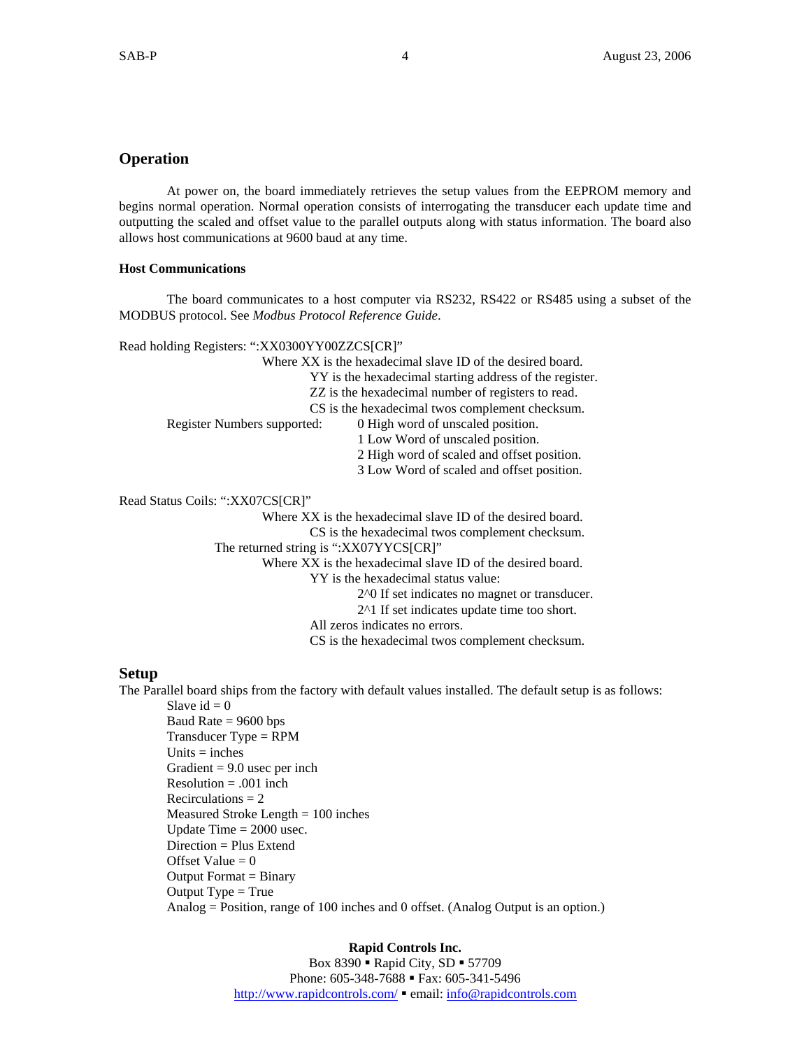## Operation

At power on, the board immediately retrieves the setup values from the EEPROM memory and begins normal operation. Normal operation consists of interrogating the transducer each update time and outputting the scaled and offset value to the parallel outputs along with status information. The board also allows host communications at 9600 baud at any time.

### Host Communications

The board communicates to a host computer via RS232, RS422 or RS485 using a subset of the MODBUS protocol. See *Modbus Protocol Reference Guide*.

Read holding Registers: “:XX0300YY00ZZCS[CR]”

Where XX is the hexadecimal slave ID of the desired board.
YY is the hexadecimal starting address of the register.
ZZ is the hexadecimal number of registers to read.
CS is the hexadecimal twos complement checksum.

Register Numbers supported:
- 0 High word of unscaled position.
- 1 Low Word of unscaled position.
- 2 High word of scaled and offset position.
- 3 Low Word of scaled and offset position.

Read Status Coils: “:XX07CS[CR]”

Where XX is the hexadecimal slave ID of the desired board.
CS is the hexadecimal twos complement checksum.

The returned string is “:XX07YYCS[CR]”

Where XX is the hexadecimal slave ID of the desired board.
YY is the hexadecimal status value:
- 2^0 If set indicates no magnet or transducer.
- 2^1 If set indicates update time too short.

All zeros indicates no errors.
CS is the hexadecimal twos complement checksum.

## Setup

The Parallel board ships from the factory with default values installed. The default setup is as follows:

- Slave id = 0
- Baud Rate = 9600 bps
- Transducer Type = RPM
- Units = inches
- Gradient = 9.0 usec per inch
- Resolution = .001 inch
- Recirculations = 2
- Measured Stroke Length = 100 inches
- Update Time = 2000 usec.
- Direction = Plus Extend
- Offset Value = 0
- Output Format = Binary
- Output Type = True
- Analog = Position, range of 100 inches and 0 offset. (Analog Output is an option.)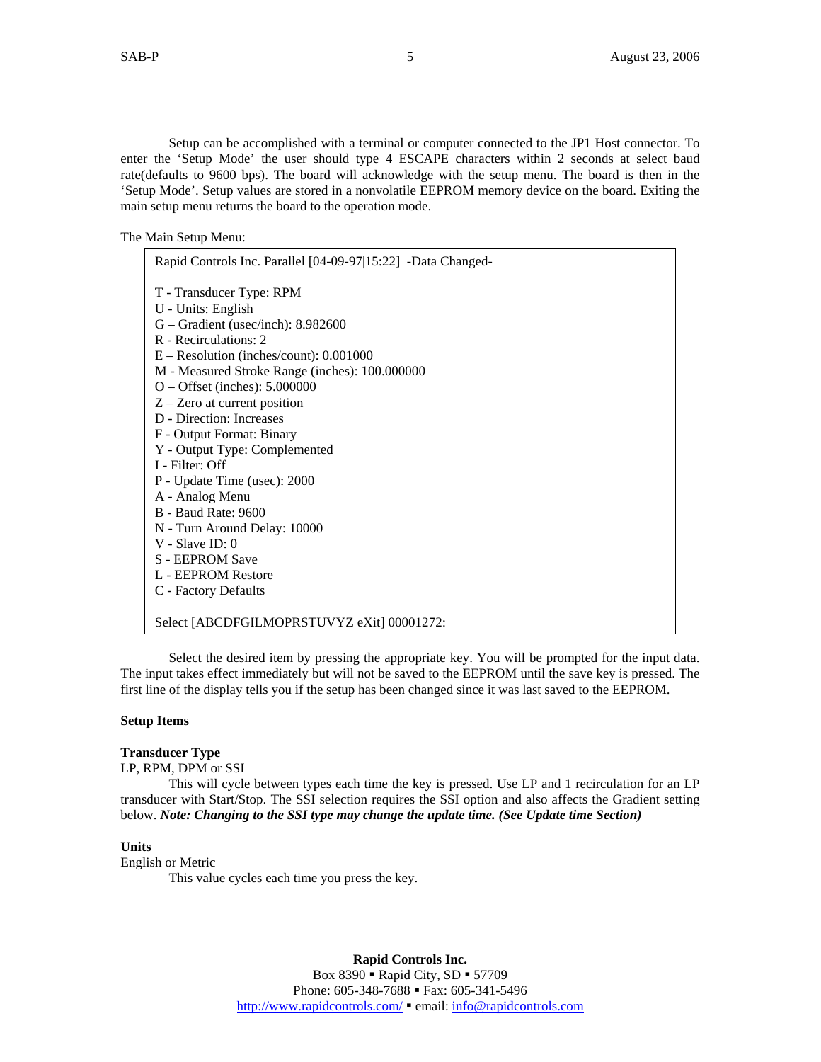Setup can be accomplished with a terminal or computer connected to the JP1 Host connector. To enter the 'Setup Mode' the user should type 4 ESCAPE characters within 2 seconds at select baud rate(defaults to 9600 bps). The board will acknowledge with the setup menu. The board is then in the 'Setup Mode'. Setup values are stored in a nonvolatile EEPROM memory device on the board. Exiting the main setup menu returns the board to the operation mode.

The Main Setup Menu:

```
Rapid Controls Inc. Parallel [04-09-97|15:22]  -Data Changed-

T - Transducer Type: RPM
U - Units: English
G – Gradient (usec/inch): 8.982600
R - Recirculations: 2
E – Resolution (inches/count): 0.001000
M - Measured Stroke Range (inches): 100.000000
O – Offset (inches): 5.000000
Z – Zero at current position
D - Direction: Increases
F - Output Format: Binary
Y - Output Type: Complemented
I - Filter: Off
P - Update Time (usec): 2000
A - Analog Menu
B - Baud Rate: 9600
N - Turn Around Delay: 10000
V - Slave ID: 0
S - EEPROM Save
L - EEPROM Restore
C - Factory Defaults

Select [ABCDFGILMOPRSTUVYZ eXit] 00001272:
```

Select the desired item by pressing the appropriate key. You will be prompted for the input data. The input takes effect immediately but will not be saved to the EEPROM until the save key is pressed. The first line of the display tells you if the setup has been changed since it was last saved to the EEPROM.

**Setup Items**

**Transducer Type**

LP, RPM, DPM or SSI

This will cycle between types each time the key is pressed. Use LP and 1 recirculation for an LP transducer with Start/Stop. The SSI selection requires the SSI option and also affects the Gradient setting below. ***Note: Changing to the SSI type may change the update time. (See Update time Section)***

**Units**

English or Metric

This value cycles each time you press the key.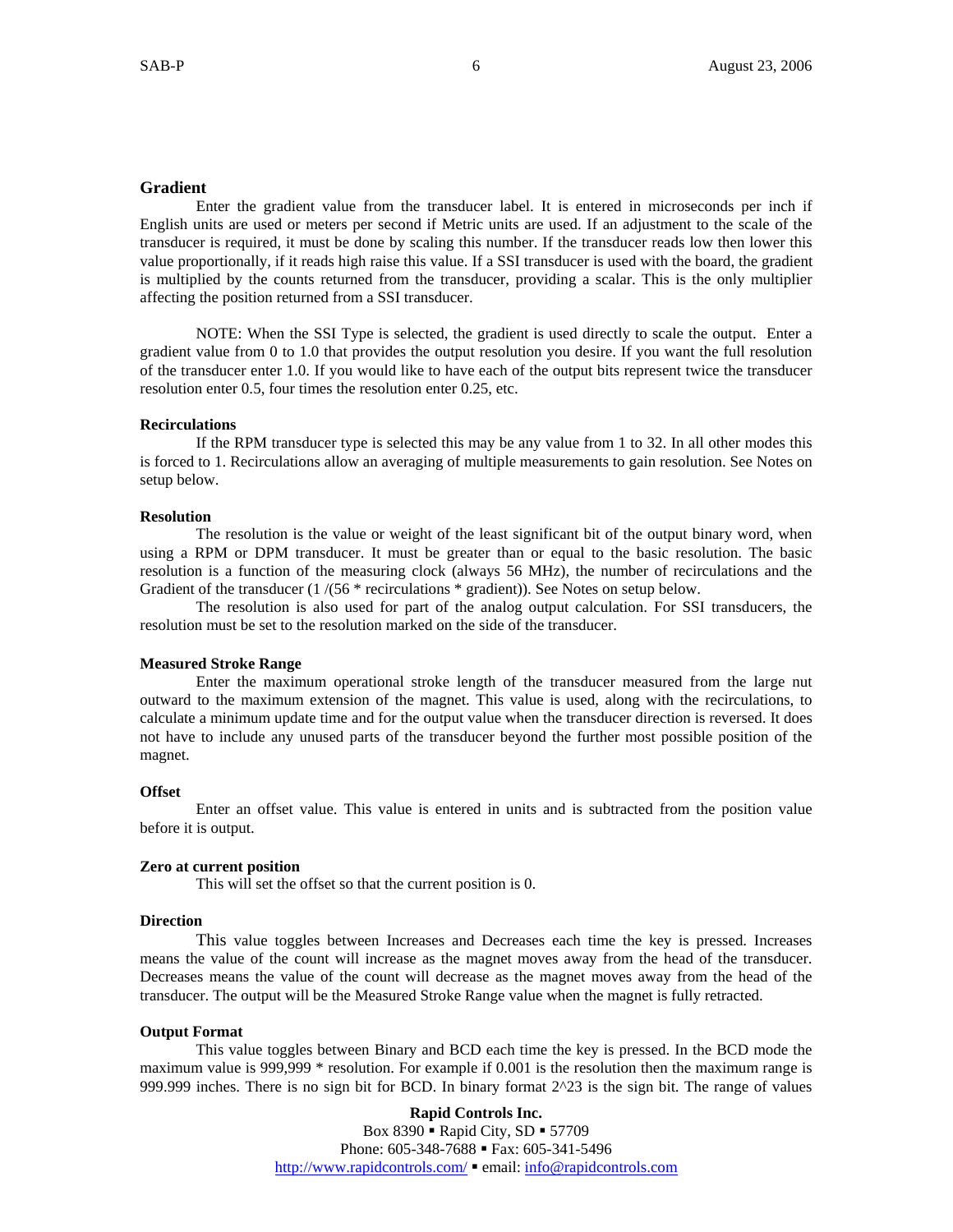## Gradient

Enter the gradient value from the transducer label. It is entered in microseconds per inch if English units are used or meters per second if Metric units are used. If an adjustment to the scale of the transducer is required, it must be done by scaling this number. If the transducer reads low then lower this value proportionally, if it reads high raise this value. If a SSI transducer is used with the board, the gradient is multiplied by the counts returned from the transducer, providing a scalar. This is the only multiplier affecting the position returned from a SSI transducer.

NOTE: When the SSI Type is selected, the gradient is used directly to scale the output. Enter a gradient value from 0 to 1.0 that provides the output resolution you desire. If you want the full resolution of the transducer enter 1.0. If you would like to have each of the output bits represent twice the transducer resolution enter 0.5, four times the resolution enter 0.25, etc.

### Recirculations

If the RPM transducer type is selected this may be any value from 1 to 32. In all other modes this is forced to 1. Recirculations allow an averaging of multiple measurements to gain resolution. See Notes on setup below.

### Resolution

The resolution is the value or weight of the least significant bit of the output binary word, when using a RPM or DPM transducer. It must be greater than or equal to the basic resolution. The basic resolution is a function of the measuring clock (always 56 MHz), the number of recirculations and the Gradient of the transducer (1 /(56 * recirculations * gradient)). See Notes on setup below.

The resolution is also used for part of the analog output calculation. For SSI transducers, the resolution must be set to the resolution marked on the side of the transducer.

### Measured Stroke Range

Enter the maximum operational stroke length of the transducer measured from the large nut outward to the maximum extension of the magnet. This value is used, along with the recirculations, to calculate a minimum update time and for the output value when the transducer direction is reversed. It does not have to include any unused parts of the transducer beyond the further most possible position of the magnet.

### Offset

Enter an offset value. This value is entered in units and is subtracted from the position value before it is output.

### Zero at current position

This will set the offset so that the current position is 0.

### Direction

This value toggles between Increases and Decreases each time the key is pressed. Increases means the value of the count will increase as the magnet moves away from the head of the transducer. Decreases means the value of the count will decrease as the magnet moves away from the head of the transducer. The output will be the Measured Stroke Range value when the magnet is fully retracted.

### Output Format

This value toggles between Binary and BCD each time the key is pressed. In the BCD mode the maximum value is 999,999 * resolution. For example if 0.001 is the resolution then the maximum range is 999.999 inches. There is no sign bit for BCD. In binary format 2^23 is the sign bit. The range of values

**Rapid Controls Inc.**
Box 8390 ▪ Rapid City, SD ▪ 57709
Phone: 605-348-7688 ▪ Fax: 605-341-5496
http://www.rapidcontrols.com/ ▪ email: info@rapidcontrols.com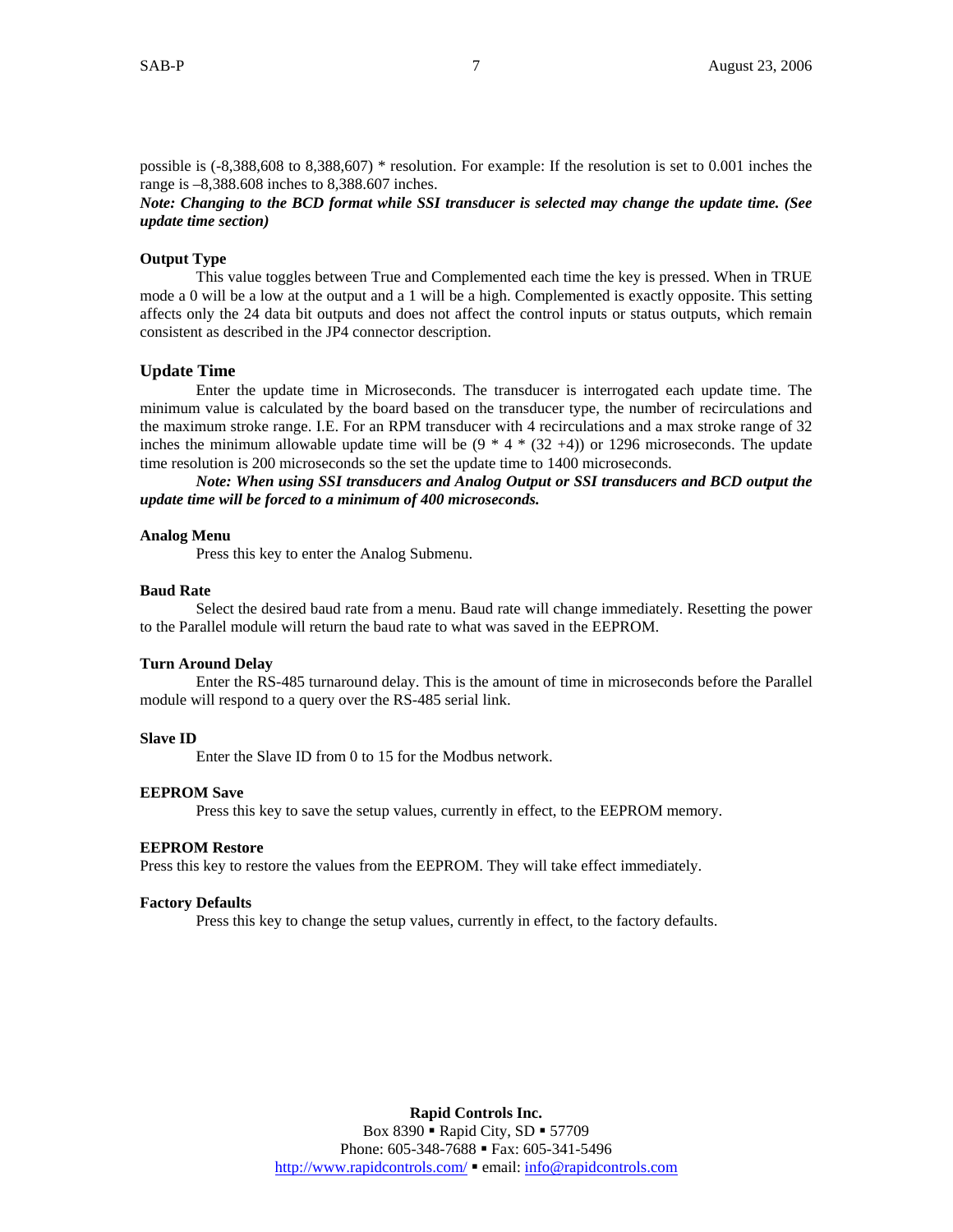possible is (-8,388,608 to 8,388,607) * resolution. For example: If the resolution is set to 0.001 inches the range is –8,388.608 inches to 8,388.607 inches.

***Note: Changing to the BCD format while SSI transducer is selected may change the update time. (See update time section)***

**Output Type**

This value toggles between True and Complemented each time the key is pressed. When in TRUE mode a 0 will be a low at the output and a 1 will be a high. Complemented is exactly opposite. This setting affects only the 24 data bit outputs and does not affect the control inputs or status outputs, which remain consistent as described in the JP4 connector description.

## Update Time

Enter the update time in Microseconds. The transducer is interrogated each update time. The minimum value is calculated by the board based on the transducer type, the number of recirculations and the maximum stroke range. I.E. For an RPM transducer with 4 recirculations and a max stroke range of 32 inches the minimum allowable update time will be (9 * 4 * (32 +4)) or 1296 microseconds. The update time resolution is 200 microseconds so the set the update time to 1400 microseconds.

***Note: When using SSI transducers and Analog Output or SSI transducers and BCD output the update time will be forced to a minimum of 400 microseconds.***

**Analog Menu**

Press this key to enter the Analog Submenu.

**Baud Rate**

Select the desired baud rate from a menu. Baud rate will change immediately. Resetting the power to the Parallel module will return the baud rate to what was saved in the EEPROM.

**Turn Around Delay**

Enter the RS-485 turnaround delay. This is the amount of time in microseconds before the Parallel module will respond to a query over the RS-485 serial link.

**Slave ID**

Enter the Slave ID from 0 to 15 for the Modbus network.

**EEPROM Save**

Press this key to save the setup values, currently in effect, to the EEPROM memory.

**EEPROM Restore**

Press this key to restore the values from the EEPROM. They will take effect immediately.

**Factory Defaults**

Press this key to change the setup values, currently in effect, to the factory defaults.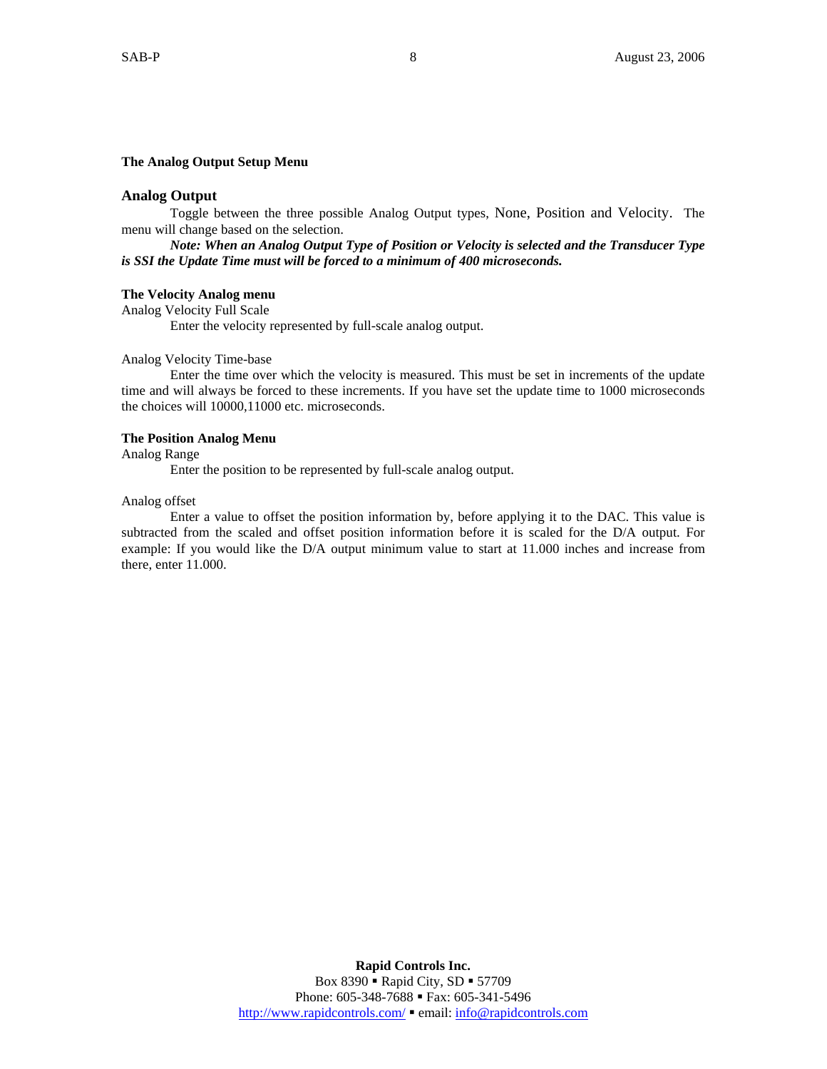**The Analog Output Setup Menu**

## Analog Output

Toggle between the three possible Analog Output types, None, Position and Velocity. The menu will change based on the selection.

***Note: When an Analog Output Type of Position or Velocity is selected and the Transducer Type is SSI the Update Time must will be forced to a minimum of 400 microseconds.***

**The Velocity Analog menu**

Analog Velocity Full Scale

Enter the velocity represented by full-scale analog output.

Analog Velocity Time-base

Enter the time over which the velocity is measured. This must be set in increments of the update time and will always be forced to these increments. If you have set the update time to 1000 microseconds the choices will 10000,11000 etc. microseconds.

**The Position Analog Menu**

Analog Range

Enter the position to be represented by full-scale analog output.

Analog offset

Enter a value to offset the position information by, before applying it to the DAC. This value is subtracted from the scaled and offset position information before it is scaled for the D/A output. For example: If you would like the D/A output minimum value to start at 11.000 inches and increase from there, enter 11.000.

**Rapid Controls Inc.**
Box 8390 ▪ Rapid City, SD ▪ 57709
Phone: 605-348-7688 ▪ Fax: 605-341-5496
http://www.rapidcontrols.com/ ▪ email: info@rapidcontrols.com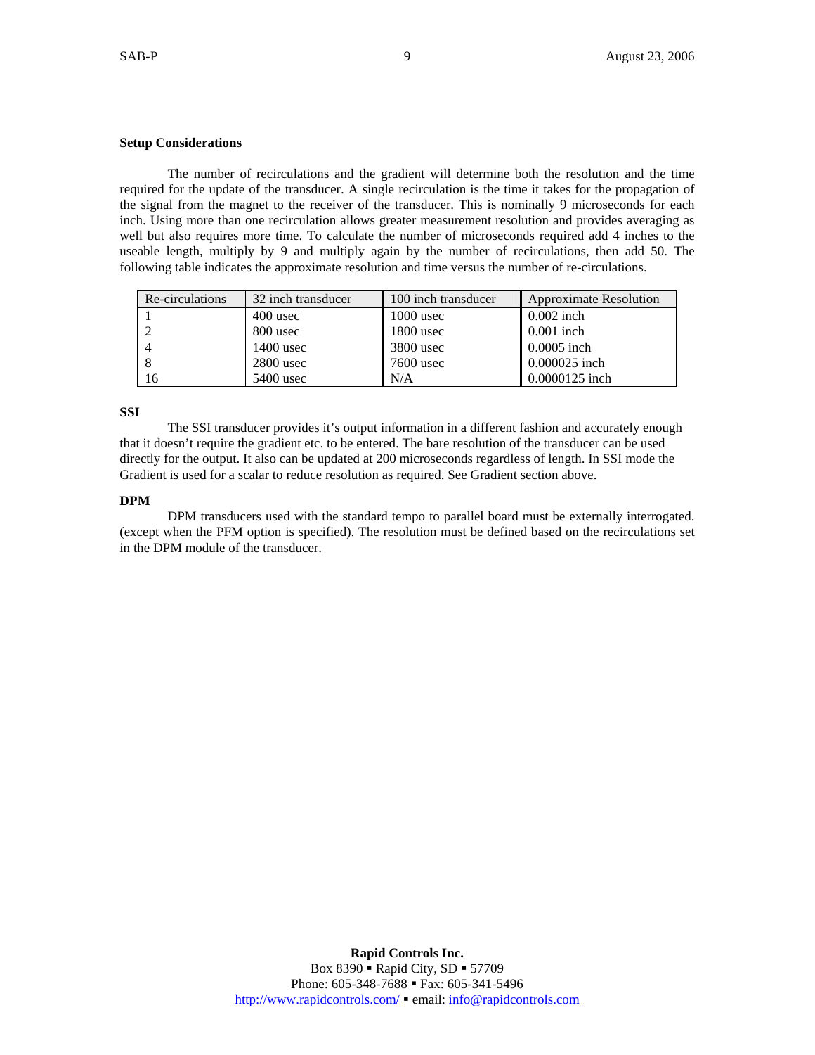**Setup Considerations**

The number of recirculations and the gradient will determine both the resolution and the time required for the update of the transducer. A single recirculation is the time it takes for the propagation of the signal from the magnet to the receiver of the transducer. This is nominally 9 microseconds for each inch. Using more than one recirculation allows greater measurement resolution and provides averaging as well but also requires more time. To calculate the number of microseconds required add 4 inches to the useable length, multiply by 9 and multiply again by the number of recirculations, then add 50. The following table indicates the approximate resolution and time versus the number of re-circulations.

| Re-circulations | 32 inch transducer | 100 inch transducer | Approximate Resolution |
|---|---|---|---|
| 1 | 400 usec | 1000 usec | 0.002 inch |
| 2 | 800 usec | 1800 usec | 0.001 inch |
| 4 | 1400 usec | 3800 usec | 0.0005 inch |
| 8 | 2800 usec | 7600 usec | 0.000025 inch |
| 16 | 5400 usec | N/A | 0.0000125 inch |

**SSI**

The SSI transducer provides it's output information in a different fashion and accurately enough that it doesn't require the gradient etc. to be entered. The bare resolution of the transducer can be used directly for the output. It also can be updated at 200 microseconds regardless of length. In SSI mode the Gradient is used for a scalar to reduce resolution as required. See Gradient section above.

**DPM**

DPM transducers used with the standard tempo to parallel board must be externally interrogated. (except when the PFM option is specified). The resolution must be defined based on the recirculations set in the DPM module of the transducer.

**Rapid Controls Inc.**
Box 8390 ▪ Rapid City, SD ▪ 57709
Phone: 605-348-7688 ▪ Fax: 605-341-5496
http://www.rapidcontrols.com/ ▪ email: info@rapidcontrols.com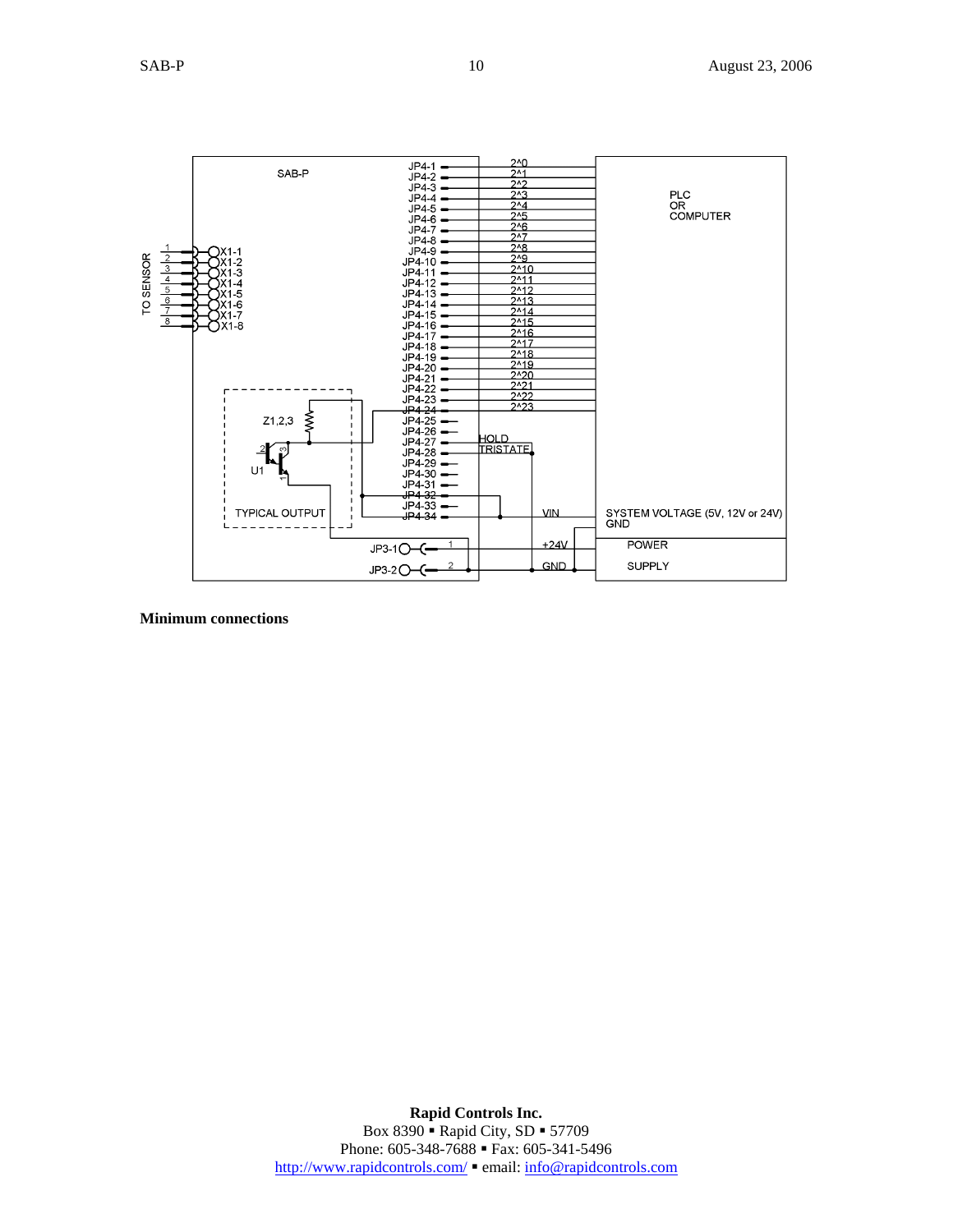**Minimum connections**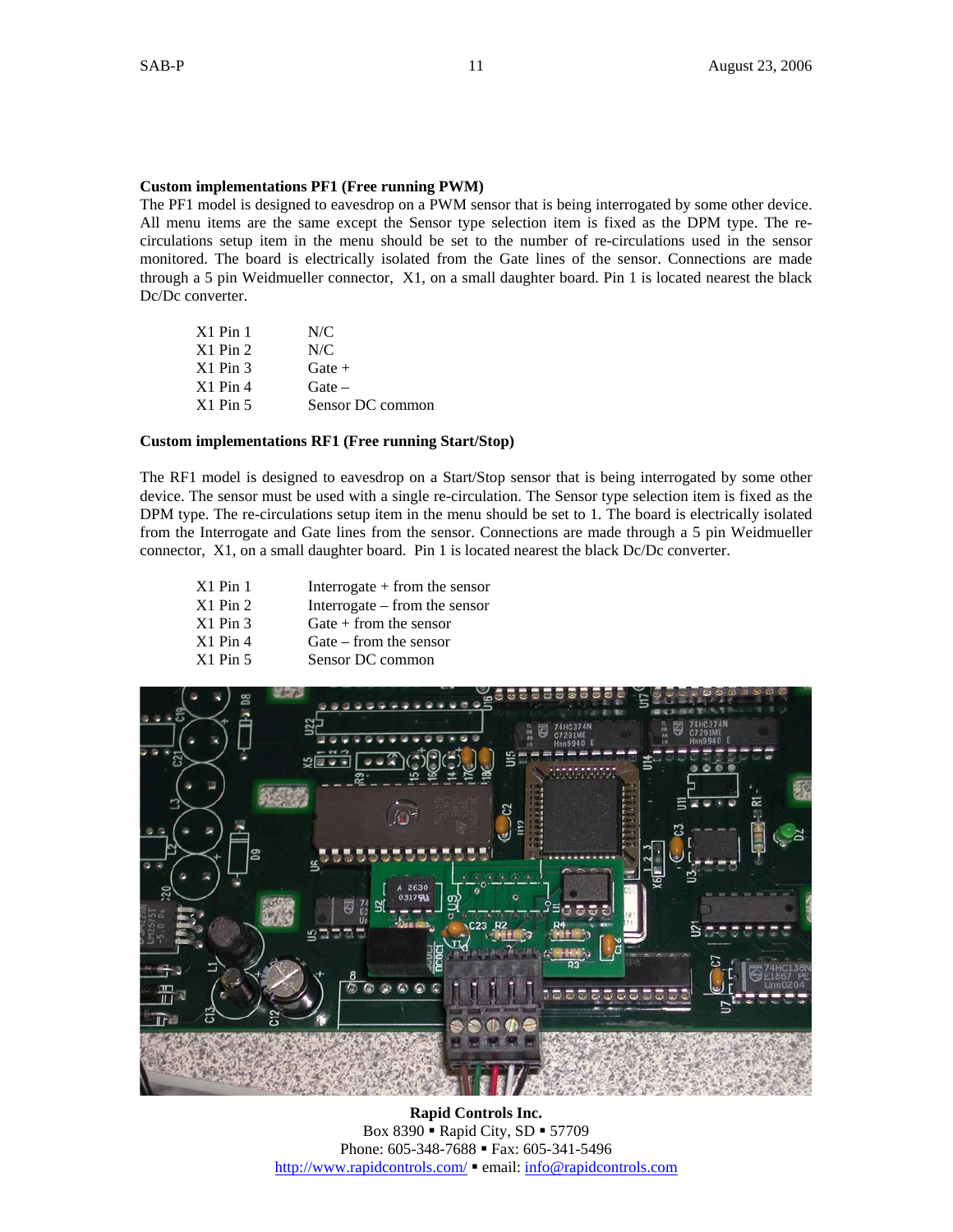**Custom implementations PF1 (Free running PWM)**

The PF1 model is designed to eavesdrop on a PWM sensor that is being interrogated by some other device. All menu items are the same except the Sensor type selection item is fixed as the DPM type. The re-circulations setup item in the menu should be set to the number of re-circulations used in the sensor monitored. The board is electrically isolated from the Gate lines of the sensor. Connections are made through a 5 pin Weidmueller connector, X1, on a small daughter board. Pin 1 is located nearest the black Dc/Dc converter.

| | |
|---|---|
| X1 Pin 1 | N/C |
| X1 Pin 2 | N/C |
| X1 Pin 3 | Gate + |
| X1 Pin 4 | Gate – |
| X1 Pin 5 | Sensor DC common |

**Custom implementations RF1 (Free running Start/Stop)**

The RF1 model is designed to eavesdrop on a Start/Stop sensor that is being interrogated by some other device. The sensor must be used with a single re-circulation. The Sensor type selection item is fixed as the DPM type. The re-circulations setup item in the menu should be set to 1. The board is electrically isolated from the Interrogate and Gate lines from the sensor. Connections are made through a 5 pin Weidmueller connector, X1, on a small daughter board. Pin 1 is located nearest the black Dc/Dc converter.

| | |
|---|---|
| X1 Pin 1 | Interrogate + from the sensor |
| X1 Pin 2 | Interrogate – from the sensor |
| X1 Pin 3 | Gate + from the sensor |
| X1 Pin 4 | Gate – from the sensor |
| X1 Pin 5 | Sensor DC common |

**Rapid Controls Inc.**
Box 8390 ▪ Rapid City, SD ▪ 57709
Phone: 605-348-7688 ▪ Fax: 605-341-5496
http://www.rapidcontrols.com/ ▪ email: info@rapidcontrols.com